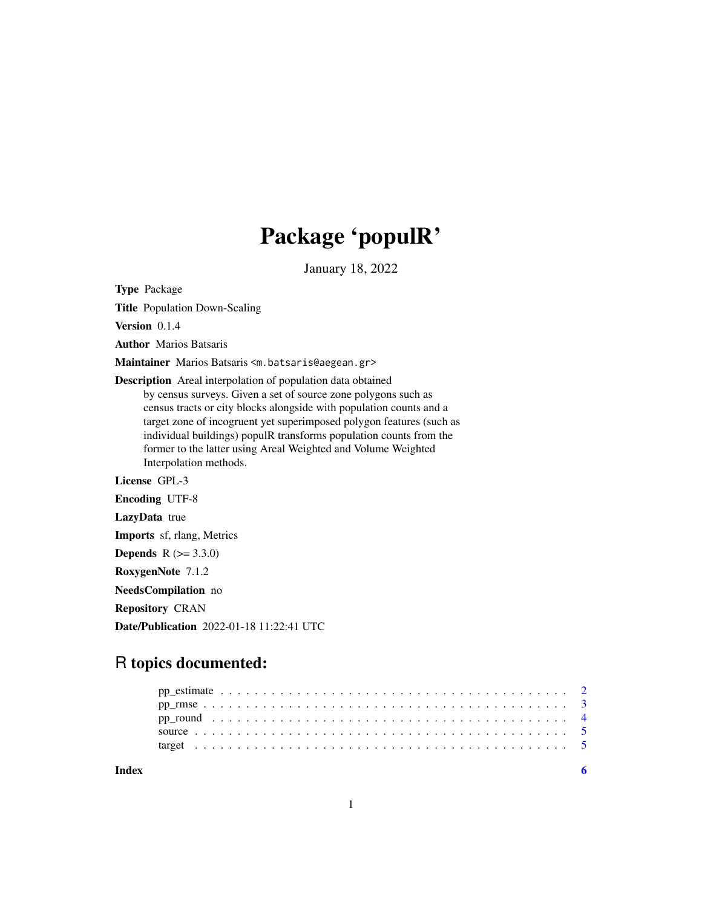# Package 'populR'

January 18, 2022

**Type** Package

**Title** Population Down-Scaling

**Version** 0.1.4

**Author** Marios Batsaris

**Maintainer** Marios Batsaris <m.batsaris@aegean.gr>

**Description** Areal interpolation of population data obtained by census surveys. Given a set of source zone polygons such as census tracts or city blocks alongside with population counts and a target zone of incogruent yet superimposed polygon features (such as individual buildings) populR transforms population counts from the former to the latter using Areal Weighted and Volume Weighted Interpolation methods.

**License** GPL-3

**Encoding** UTF-8

**LazyData** true

**Imports** sf, rlang, Metrics

**Depends** R (>= 3.3.0)

**RoxygenNote** 7.1.2

**NeedsCompilation** no

**Repository** CRAN

**Date/Publication** 2022-01-18 11:22:41 UTC

## R topics documented:

- pp_estimate . . . . . . . . . . . . . . . . . . . . . . . . . . . . . . . . . . . . . . . . 2
- pp_rmse . . . . . . . . . . . . . . . . . . . . . . . . . . . . . . . . . . . . . . . . . . 3
- pp_round . . . . . . . . . . . . . . . . . . . . . . . . . . . . . . . . . . . . . . . . . 4
- source . . . . . . . . . . . . . . . . . . . . . . . . . . . . . . . . . . . . . . . . . . . 5
- target . . . . . . . . . . . . . . . . . . . . . . . . . . . . . . . . . . . . . . . . . . . 5

**Index** 6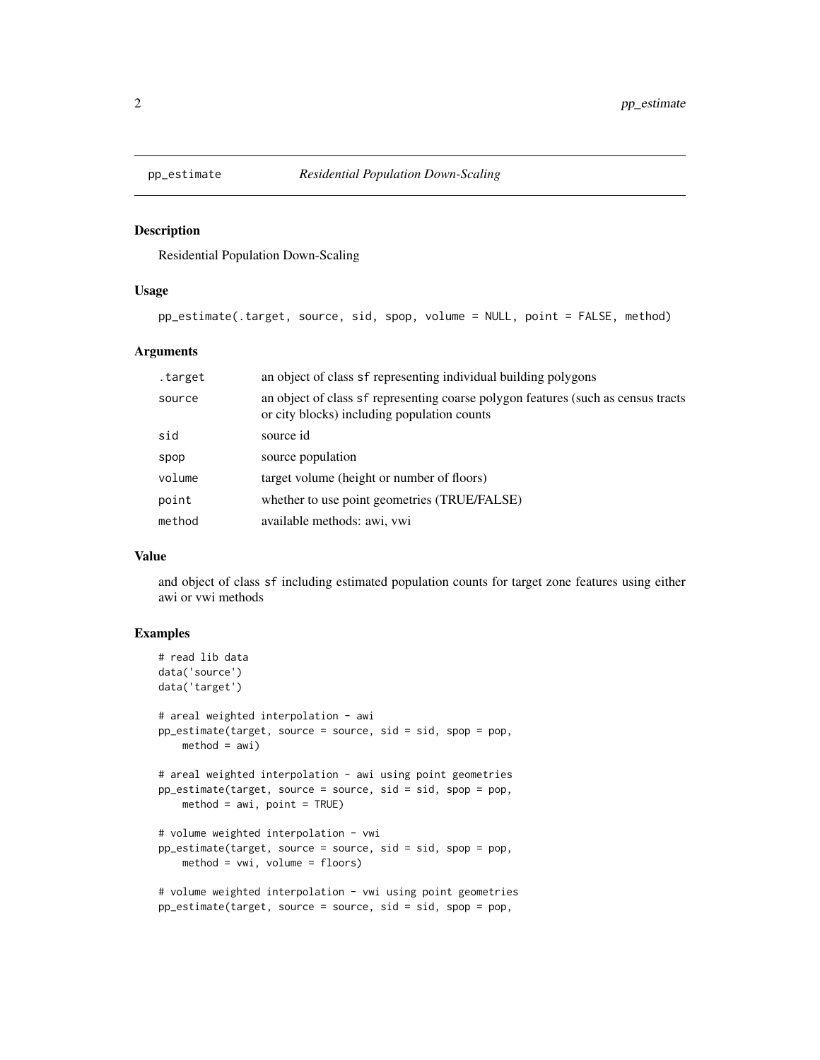pp_estimate *Residential Population Down-Scaling*

## Description

Residential Population Down-Scaling

## Usage

```
pp_estimate(.target, source, sid, spop, volume = NULL, point = FALSE, method)
```

## Arguments

| | |
|---|---|
| .target | an object of class sf representing individual building polygons |
| source | an object of class sf representing coarse polygon features (such as census tracts or city blocks) including population counts |
| sid | source id |
| spop | source population |
| volume | target volume (height or number of floors) |
| point | whether to use point geometries (TRUE/FALSE) |
| method | available methods: awi, vwi |

## Value

and object of class sf including estimated population counts for target zone features using either awi or vwi methods

## Examples

```
# read lib data
data('source')
data('target')

# areal weighted interpolation - awi
pp_estimate(target, source = source, sid = sid, spop = pop,
    method = awi)

# areal weighted interpolation - awi using point geometries
pp_estimate(target, source = source, sid = sid, spop = pop,
    method = awi, point = TRUE)

# volume weighted interpolation - vwi
pp_estimate(target, source = source, sid = sid, spop = pop,
    method = vwi, volume = floors)

# volume weighted interpolation - vwi using point geometries
pp_estimate(target, source = source, sid = sid, spop = pop,
```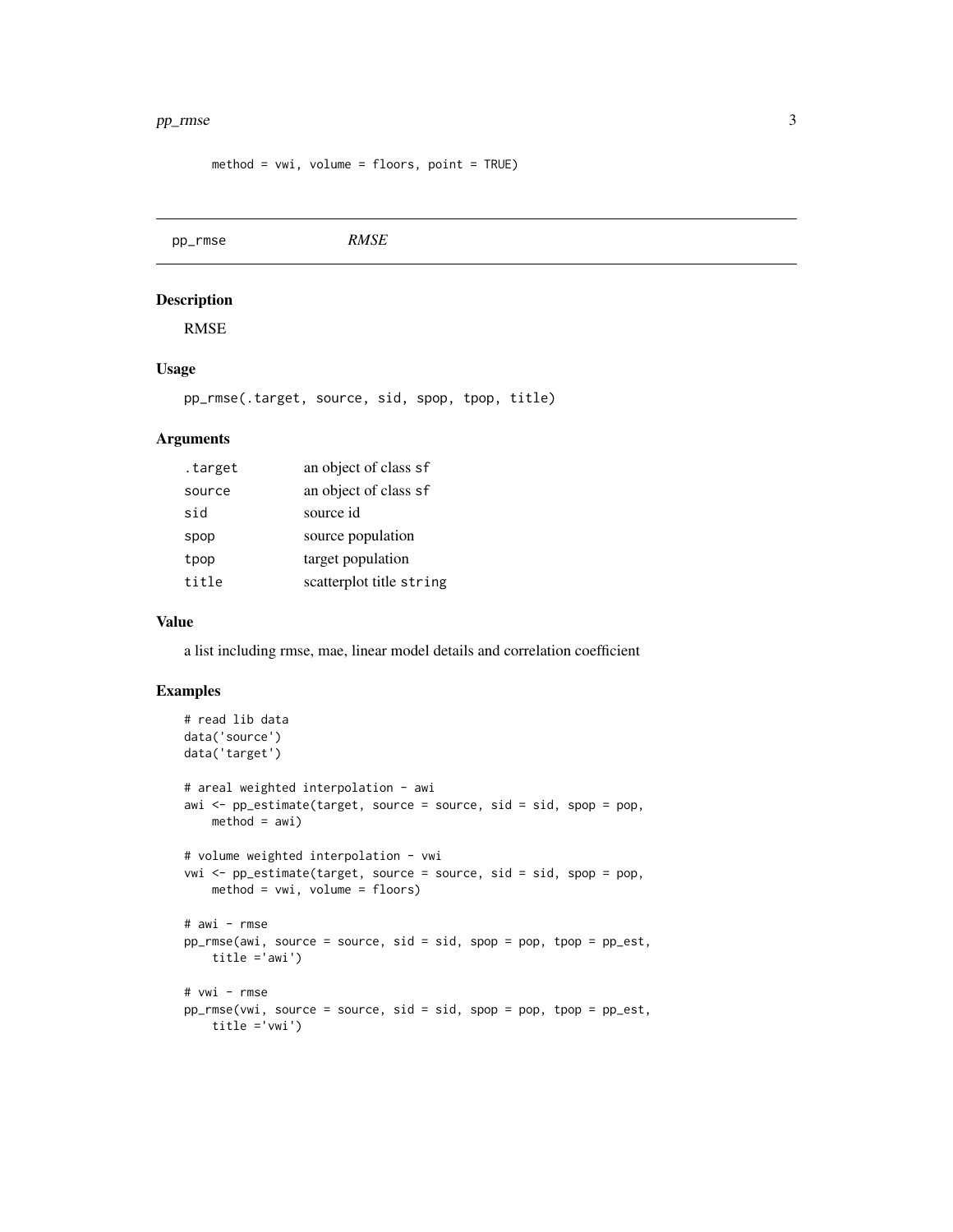```
    method = vwi, volume = floors, point = TRUE)
```

---

pp_rmse *RMSE*

---

## Description

RMSE

## Usage

```
pp_rmse(.target, source, sid, spop, tpop, title)
```

## Arguments

| | |
|---|---|
| .target | an object of class sf |
| source | an object of class sf |
| sid | source id |
| spop | source population |
| tpop | target population |
| title | scatterplot title string |

## Value

a list including rmse, mae, linear model details and correlation coefficient

## Examples

```
# read lib data
data('source')
data('target')

# areal weighted interpolation - awi
awi <- pp_estimate(target, source = source, sid = sid, spop = pop,
    method = awi)

# volume weighted interpolation - vwi
vwi <- pp_estimate(target, source = source, sid = sid, spop = pop,
    method = vwi, volume = floors)

# awi - rmse
pp_rmse(awi, source = source, sid = sid, spop = pop, tpop = pp_est,
    title ='awi')

# vwi - rmse
pp_rmse(vwi, source = source, sid = sid, spop = pop, tpop = pp_est,
    title ='vwi')
```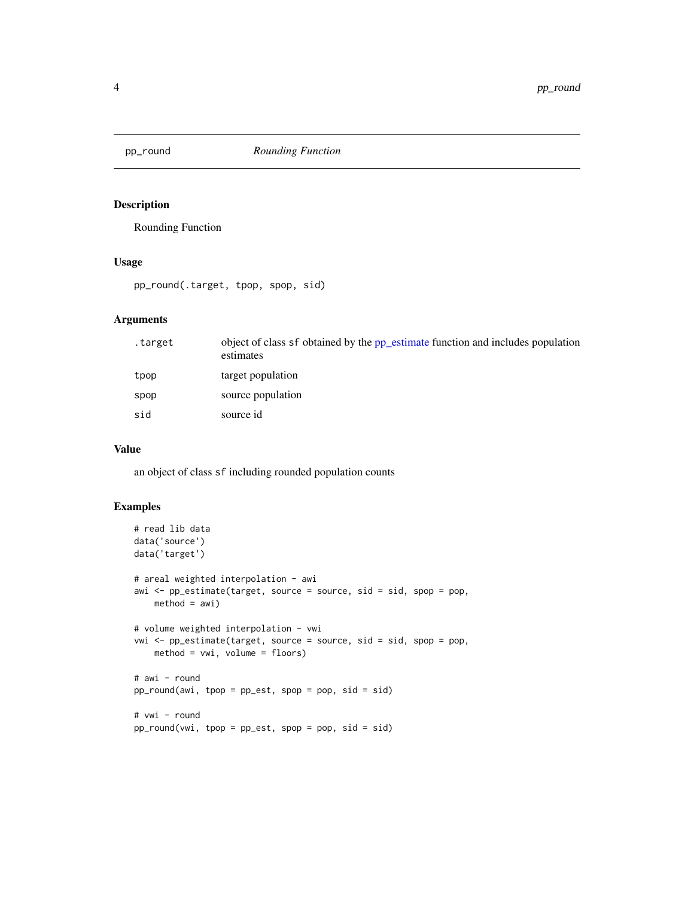# pp_round — *Rounding Function*

## Description

Rounding Function

## Usage

```
pp_round(.target, tpop, spop, sid)
```

## Arguments

| | |
|---|---|
| `.target` | object of class `sf` obtained by the pp_estimate function and includes population estimates |
| `tpop` | target population |
| `spop` | source population |
| `sid` | source id |

## Value

an object of class `sf` including rounded population counts

## Examples

```
# read lib data
data('source')
data('target')

# areal weighted interpolation - awi
awi <- pp_estimate(target, source = source, sid = sid, spop = pop,
    method = awi)

# volume weighted interpolation - vwi
vwi <- pp_estimate(target, source = source, sid = sid, spop = pop,
    method = vwi, volume = floors)

# awi - round
pp_round(awi, tpop = pp_est, spop = pop, sid = sid)

# vwi - round
pp_round(vwi, tpop = pp_est, spop = pop, sid = sid)
```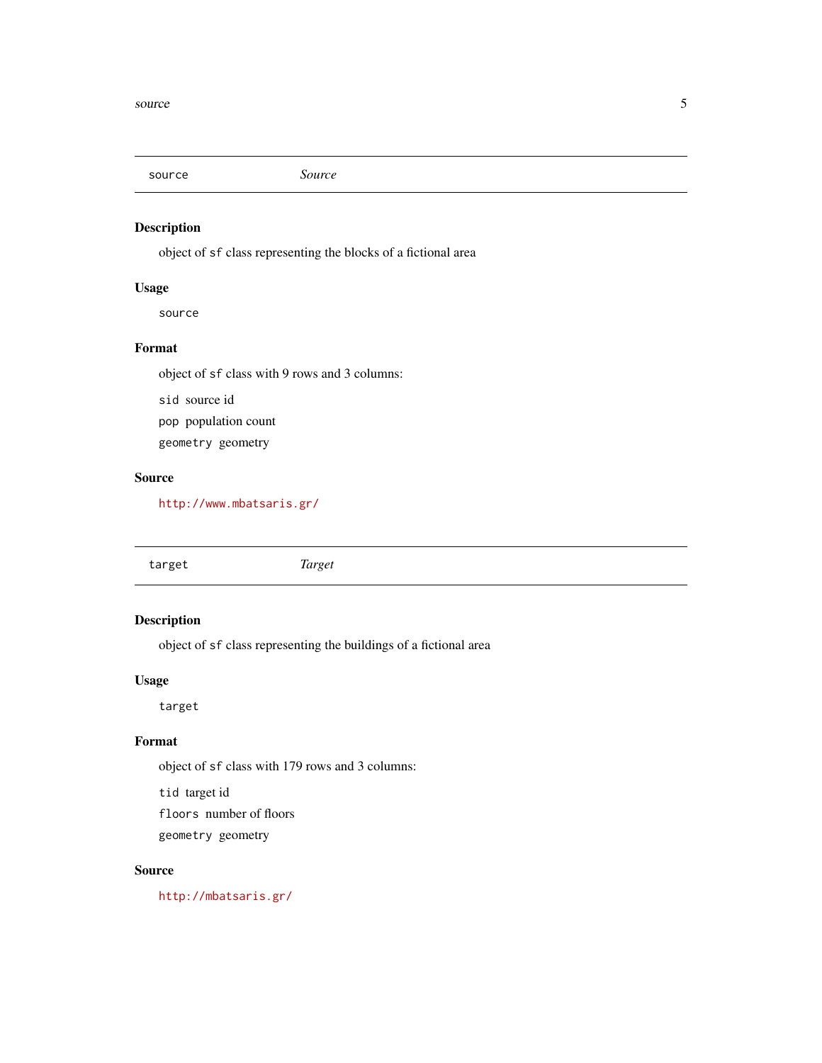## source — *Source*

### Description

object of `sf` class representing the blocks of a fictional area

### Usage

```
source
```

### Format

object of `sf` class with 9 rows and 3 columns:

- `sid` source id
- `pop` population count
- `geometry` geometry

### Source

http://www.mbatsaris.gr/

## target — *Target*

### Description

object of `sf` class representing the buildings of a fictional area

### Usage

```
target
```

### Format

object of `sf` class with 179 rows and 3 columns:

- `tid` target id
- `floors` number of floors
- `geometry` geometry

### Source

http://mbatsaris.gr/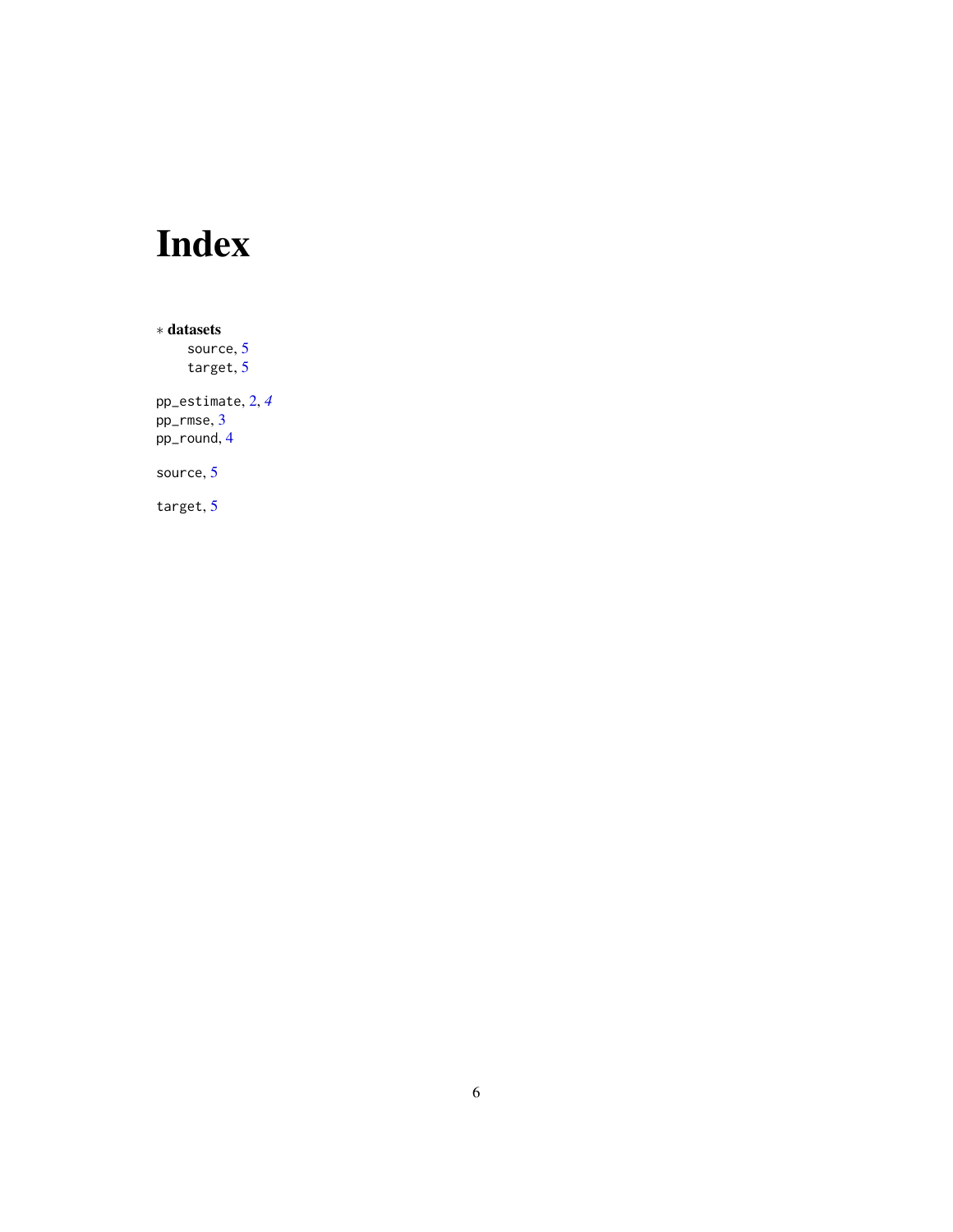# Index

∗ **datasets**
    source, 5
    target, 5

pp_estimate, 2, *4*
pp_rmse, 3
pp_round, 4

source, 5

target, 5